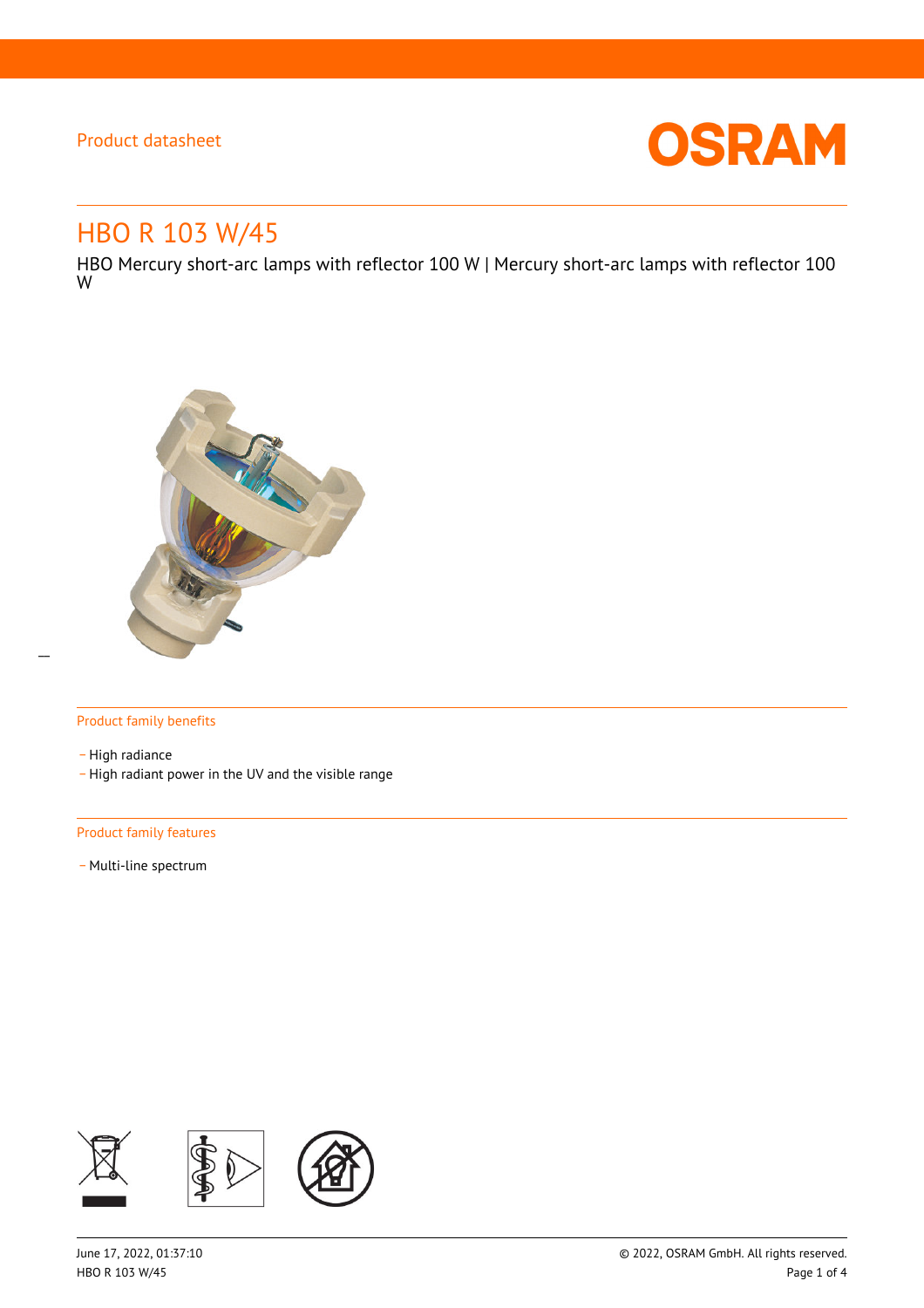Product datasheet

# HBO R 103 W/45

HBO Mercury short-arc lamps with reflector 100 W | Mercury short-arc lamps with reflector 100 W

## Product family benefits

- High radiance
- High radiant power in the UV and the visible range

## Product family features

- Multi-line spectrum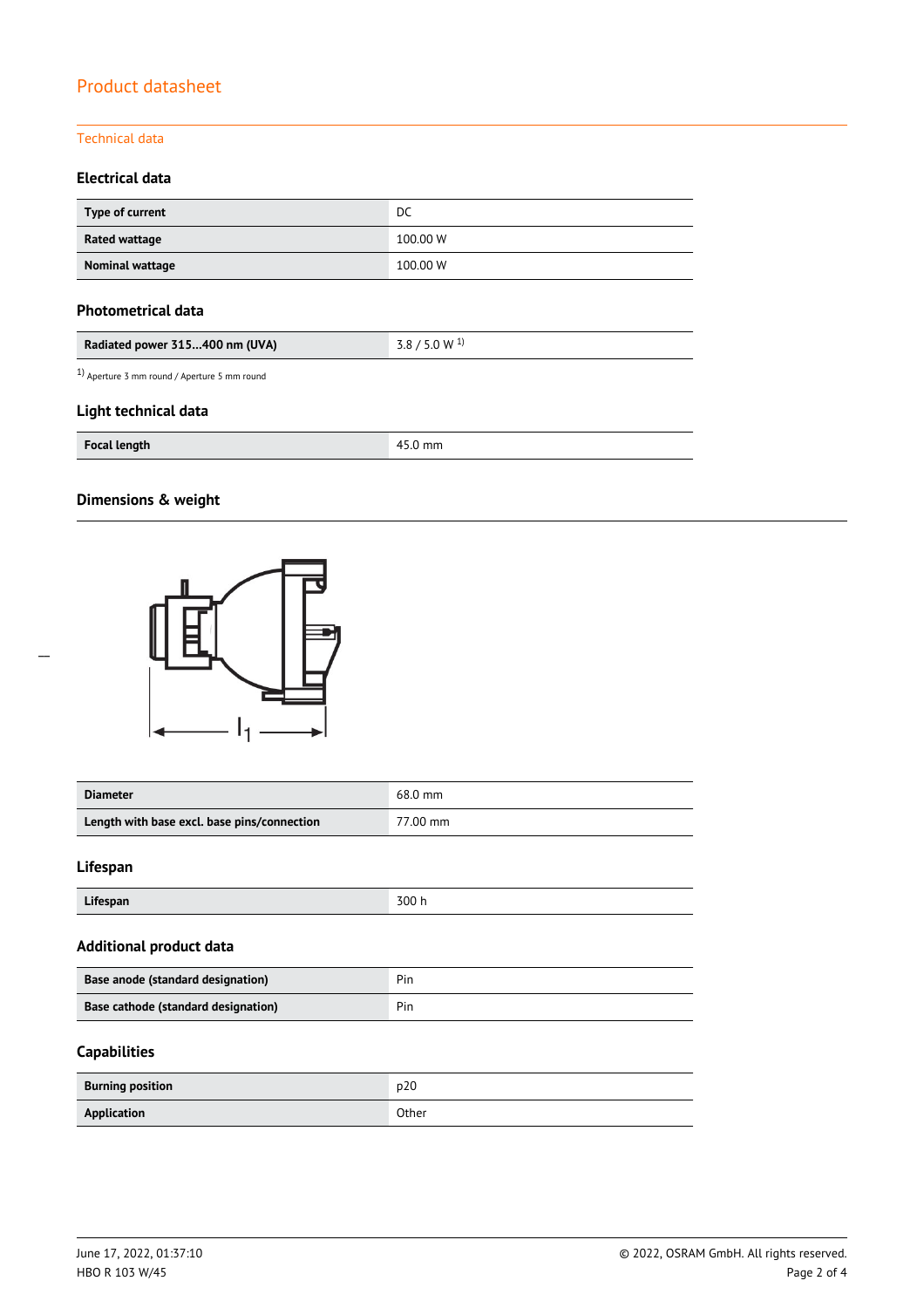# Product datasheet

## Technical data

### Electrical data

| Type of current | DC |
|---|---|
| Rated wattage | 100.00 W |
| Nominal wattage | 100.00 W |

### Photometrical data

| Radiated power 315...400 nm (UVA) | 3.8 / 5.0 W [1] |
|---|---|

[1] Aperture 3 mm round / Aperture 5 mm round

### Light technical data

| Focal length | 45.0 mm |
|---|---|

### Dimensions & weight

| Diameter | 68.0 mm |
|---|---|
| Length with base excl. base pins/connection | 77.00 mm |

### Lifespan

| Lifespan | 300 h |
|---|---|

### Additional product data

| Base anode (standard designation) | Pin |
|---|---|
| Base cathode (standard designation) | Pin |

### Capabilities

| Burning position | p20 |
|---|---|
| Application | Other |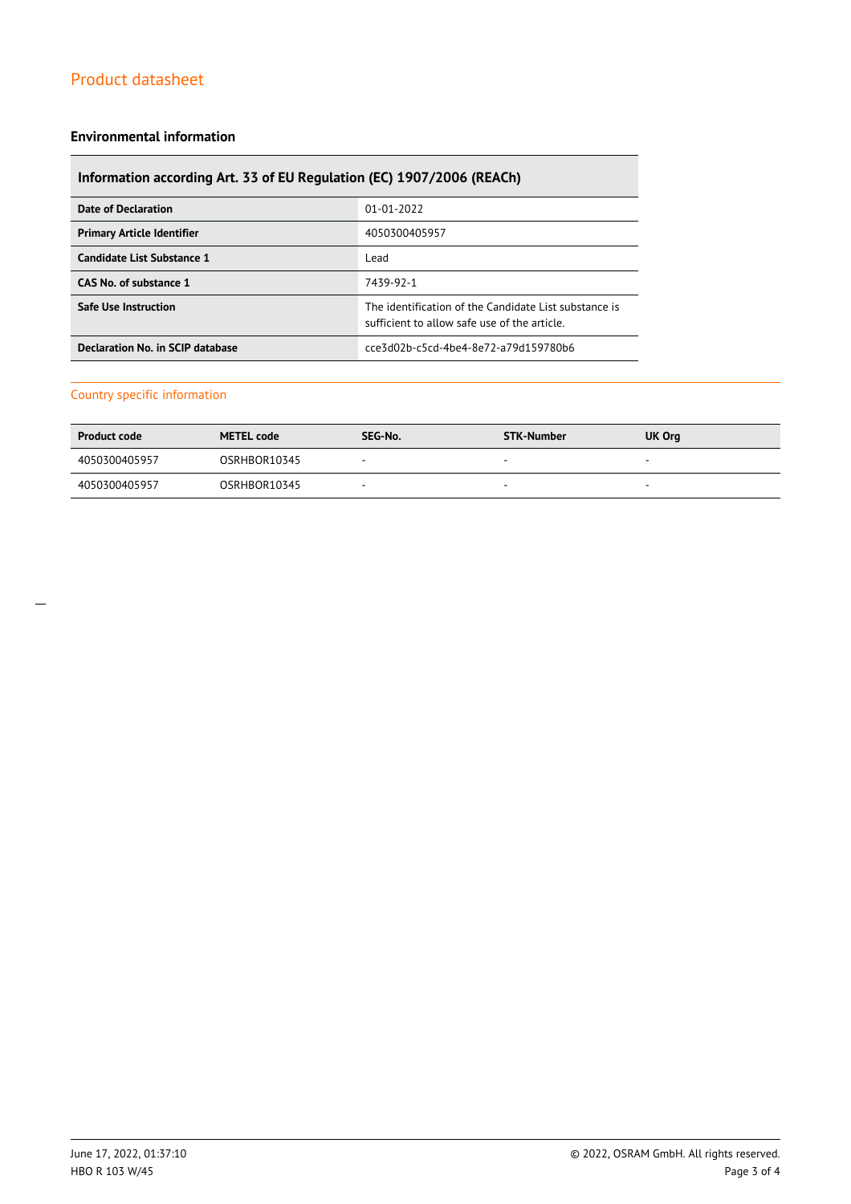## Environmental information

| Information according Art. 33 of EU Regulation (EC) 1907/2006 (REACh) | |
|---|---|
| **Date of Declaration** | 01-01-2022 |
| **Primary Article Identifier** | 4050300405957 |
| **Candidate List Substance 1** | Lead |
| **CAS No. of substance 1** | 7439-92-1 |
| **Safe Use Instruction** | The identification of the Candidate List substance is sufficient to allow safe use of the article. |
| **Declaration No. in SCIP database** | cce3d02b-c5cd-4be4-8e72-a79d159780b6 |

### Country specific information

| Product code | METEL code | SEG-No. | STK-Number | UK Org |
|---|---|---|---|---|
| 4050300405957 | OSRHBOR10345 | - | - | - |
| 4050300405957 | OSRHBOR10345 | - | - | - |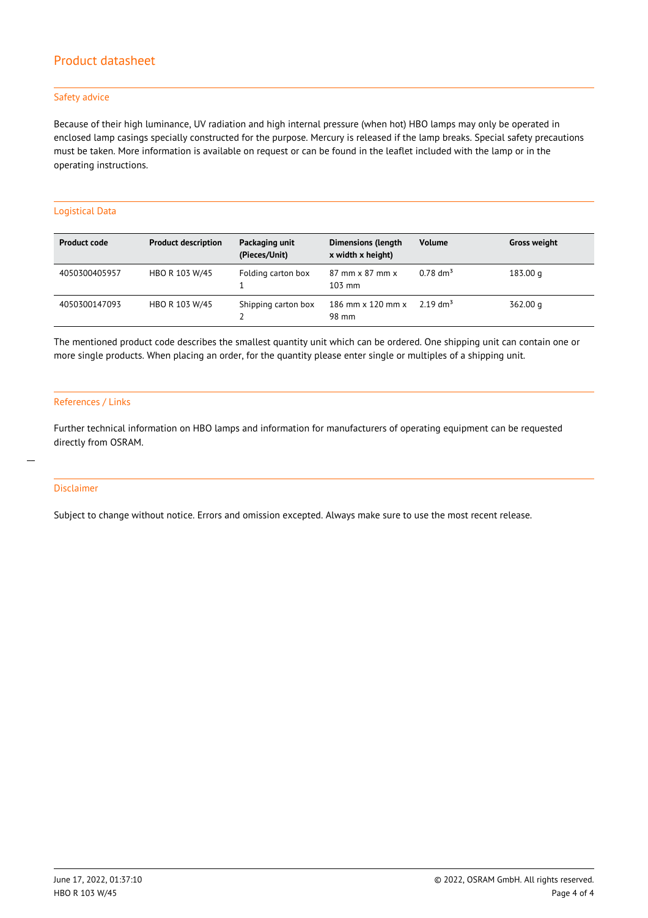# Product datasheet

## Safety advice

Because of their high luminance, UV radiation and high internal pressure (when hot) HBO lamps may only be operated in enclosed lamp casings specially constructed for the purpose. Mercury is released if the lamp breaks. Special safety precautions must be taken. More information is available on request or can be found in the leaflet included with the lamp or in the operating instructions.

## Logistical Data

| Product code | Product description | Packaging unit (Pieces/Unit) | Dimensions (length x width x height) | Volume | Gross weight |
|---|---|---|---|---|---|
| 4050300405957 | HBO R 103 W/45 | Folding carton box 1 | 87 mm x 87 mm x 103 mm | 0.78 $dm^3$ | 183.00 g |
| 4050300147093 | HBO R 103 W/45 | Shipping carton box 2 | 186 mm x 120 mm x 98 mm | 2.19 $dm^3$ | 362.00 g |

The mentioned product code describes the smallest quantity unit which can be ordered. One shipping unit can contain one or more single products. When placing an order, for the quantity please enter single or multiples of a shipping unit.

## References / Links

Further technical information on HBO lamps and information for manufacturers of operating equipment can be requested directly from OSRAM.

## Disclaimer

Subject to change without notice. Errors and omission excepted. Always make sure to use the most recent release.